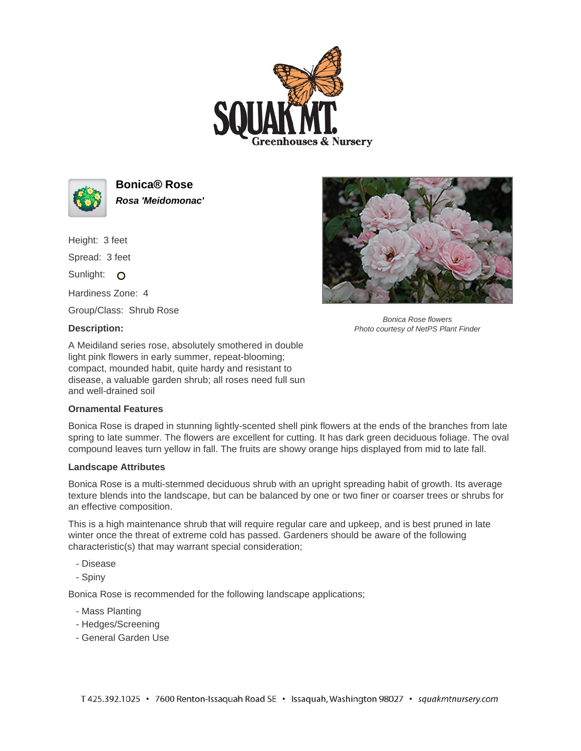# Bonica® Rose

***Rosa 'Meidomonac'***

Height: 3 feet

Spread: 3 feet

Sunlight: O

Hardiness Zone: 4

Group/Class: Shrub Rose

**Description:**

A Meidiland series rose, absolutely smothered in double light pink flowers in early summer, repeat-blooming; compact, mounded habit, quite hardy and resistant to disease, a valuable garden shrub; all roses need full sun and well-drained soil

*Bonica Rose flowers*
*Photo courtesy of NetPS Plant Finder*

### Ornamental Features

Bonica Rose is draped in stunning lightly-scented shell pink flowers at the ends of the branches from late spring to late summer. The flowers are excellent for cutting. It has dark green deciduous foliage. The oval compound leaves turn yellow in fall. The fruits are showy orange hips displayed from mid to late fall.

### Landscape Attributes

Bonica Rose is a multi-stemmed deciduous shrub with an upright spreading habit of growth. Its average texture blends into the landscape, but can be balanced by one or two finer or coarser trees or shrubs for an effective composition.

This is a high maintenance shrub that will require regular care and upkeep, and is best pruned in late winter once the threat of extreme cold has passed. Gardeners should be aware of the following characteristic(s) that may warrant special consideration;

- Disease
- Spiny

Bonica Rose is recommended for the following landscape applications;

- Mass Planting
- Hedges/Screening
- General Garden Use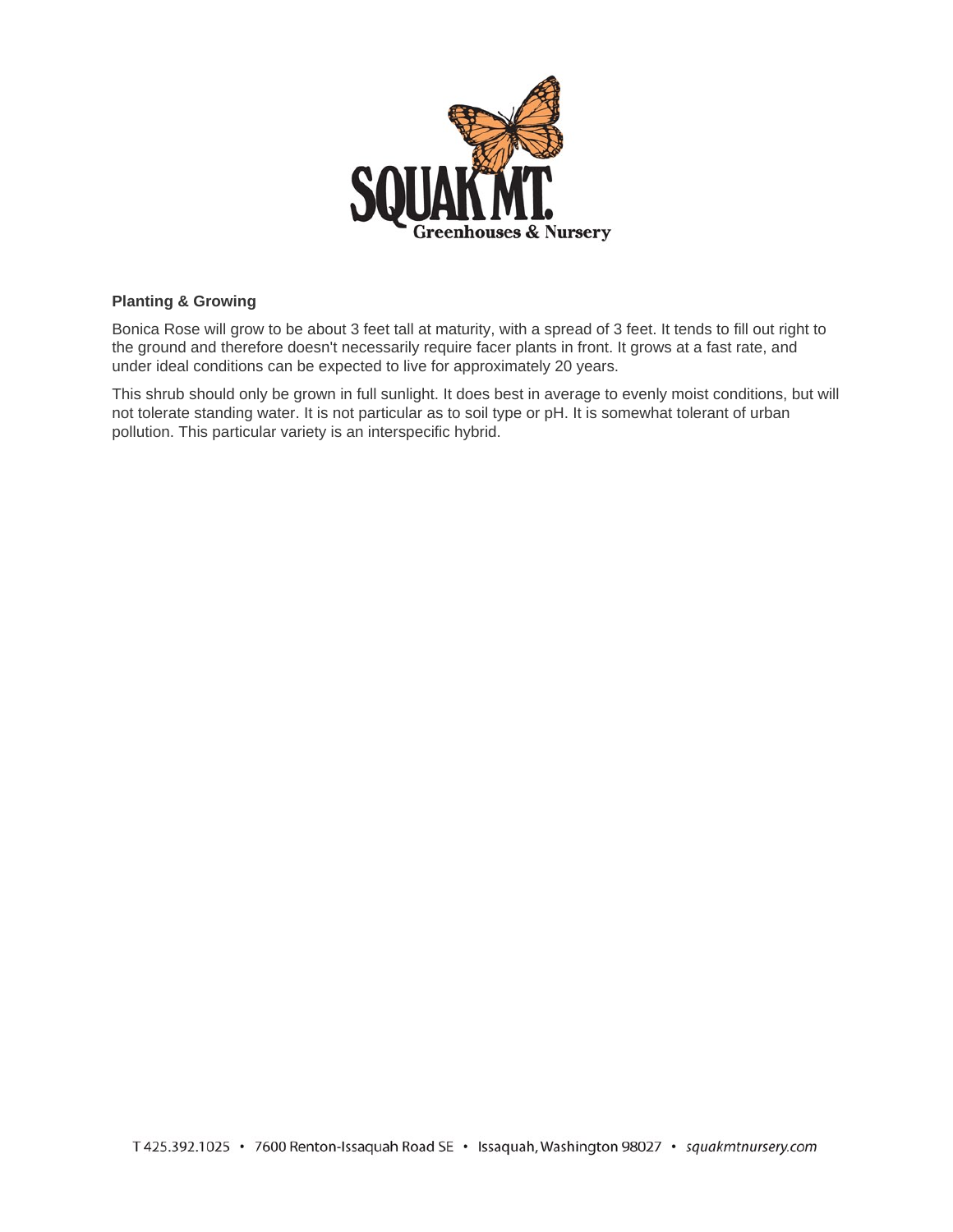**Planting & Growing**

Bonica Rose will grow to be about 3 feet tall at maturity, with a spread of 3 feet. It tends to fill out right to the ground and therefore doesn't necessarily require facer plants in front. It grows at a fast rate, and under ideal conditions can be expected to live for approximately 20 years.

This shrub should only be grown in full sunlight. It does best in average to evenly moist conditions, but will not tolerate standing water. It is not particular as to soil type or pH. It is somewhat tolerant of urban pollution. This particular variety is an interspecific hybrid.